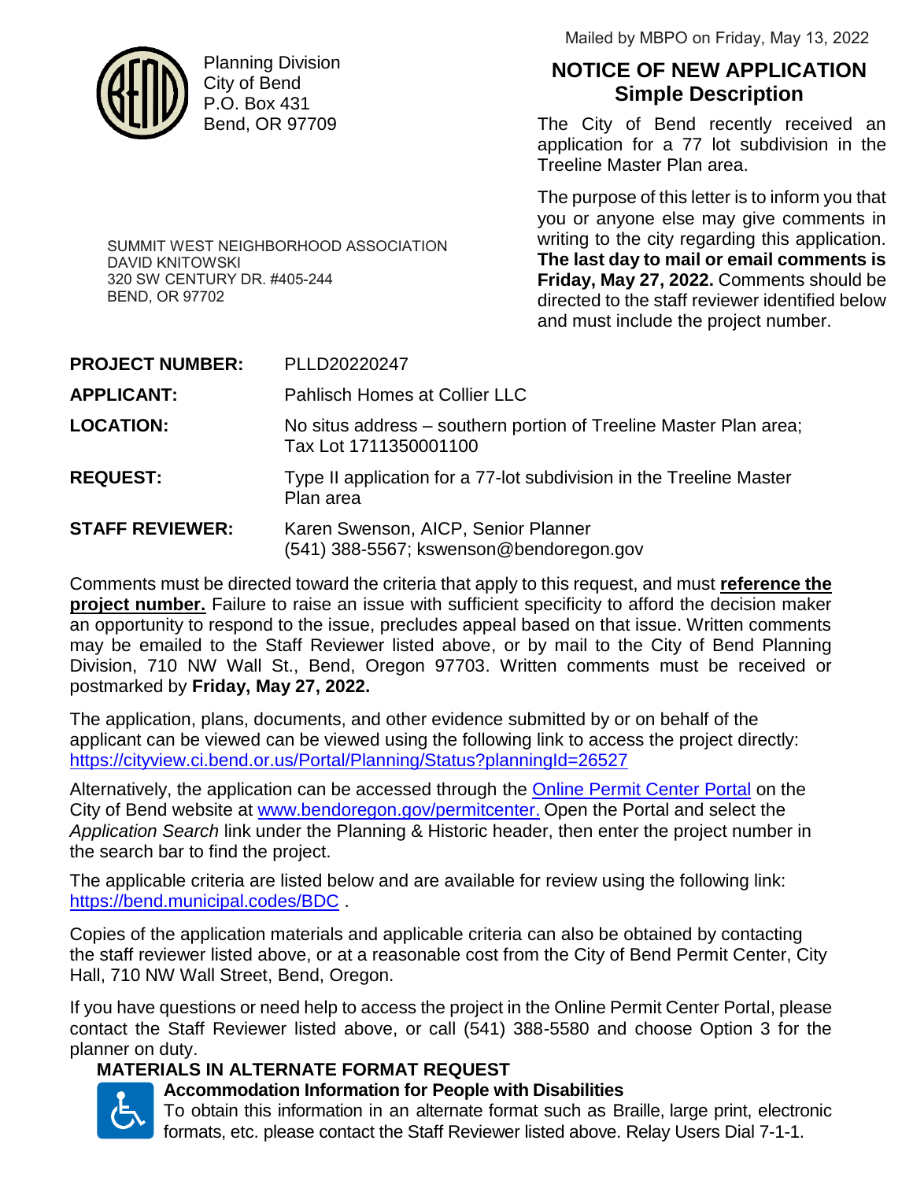Planning Division
City of Bend
P.O. Box 431
Bend, OR 97709

Mailed by MBPO on Friday, May 13, 2022

# NOTICE OF NEW APPLICATION
## Simple Description

The City of Bend recently received an application for a 77 lot subdivision in the Treeline Master Plan area.

The purpose of this letter is to inform you that you or anyone else may give comments in writing to the city regarding this application. **The last day to mail or email comments is Friday, May 27, 2022.** Comments should be directed to the staff reviewer identified below and must include the project number.

SUMMIT WEST NEIGHBORHOOD ASSOCIATION
DAVID KNITOWSKI
320 SW CENTURY DR. #405-244
BEND, OR 97702

| | |
|---|---|
| **PROJECT NUMBER:** | PLLD20220247 |
| **APPLICANT:** | Pahlisch Homes at Collier LLC |
| **LOCATION:** | No situs address – southern portion of Treeline Master Plan area; Tax Lot 1711350001100 |
| **REQUEST:** | Type II application for a 77-lot subdivision in the Treeline Master Plan area |
| **STAFF REVIEWER:** | Karen Swenson, AICP, Senior Planner (541) 388-5567; kswenson@bendoregon.gov |

Comments must be directed toward the criteria that apply to this request, and must **reference the project number.** Failure to raise an issue with sufficient specificity to afford the decision maker an opportunity to respond to the issue, precludes appeal based on that issue. Written comments may be emailed to the Staff Reviewer listed above, or by mail to the City of Bend Planning Division, 710 NW Wall St., Bend, Oregon 97703. Written comments must be received or postmarked by **Friday, May 27, 2022.**

The application, plans, documents, and other evidence submitted by or on behalf of the applicant can be viewed can be viewed using the following link to access the project directly: https://cityview.ci.bend.or.us/Portal/Planning/Status?planningId=26527

Alternatively, the application can be accessed through the Online Permit Center Portal on the City of Bend website at www.bendoregon.gov/permitcenter. Open the Portal and select the *Application Search* link under the Planning & Historic header, then enter the project number in the search bar to find the project.

The applicable criteria are listed below and are available for review using the following link: https://bend.municipal.codes/BDC .

Copies of the application materials and applicable criteria can also be obtained by contacting the staff reviewer listed above, or at a reasonable cost from the City of Bend Permit Center, City Hall, 710 NW Wall Street, Bend, Oregon.

If you have questions or need help to access the project in the Online Permit Center Portal, please contact the Staff Reviewer listed above, or call (541) 388-5580 and choose Option 3 for the planner on duty.

### MATERIALS IN ALTERNATE FORMAT REQUEST

**Accommodation Information for People with Disabilities**

To obtain this information in an alternate format such as Braille, large print, electronic formats, etc. please contact the Staff Reviewer listed above. Relay Users Dial 7-1-1.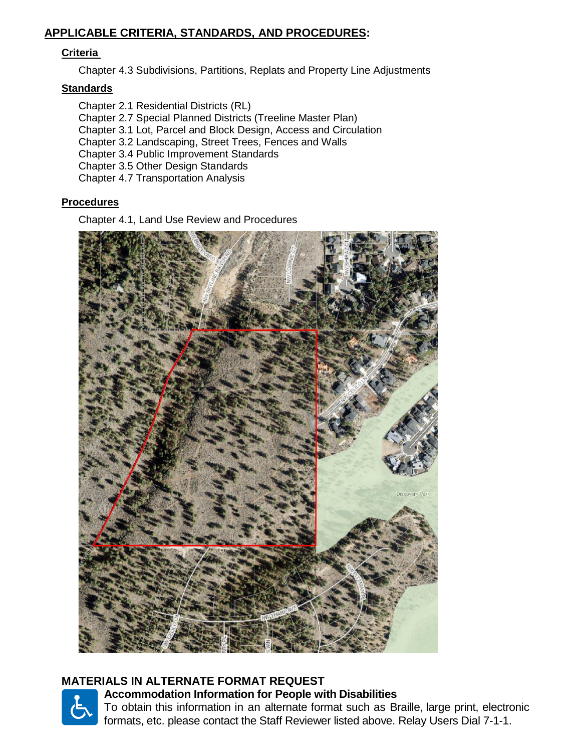## APPLICABLE CRITERIA, STANDARDS, AND PROCEDURES:

### Criteria

Chapter 4.3 Subdivisions, Partitions, Replats and Property Line Adjustments

### Standards

Chapter 2.1 Residential Districts (RL)
Chapter 2.7 Special Planned Districts (Treeline Master Plan)
Chapter 3.1 Lot, Parcel and Block Design, Access and Circulation
Chapter 3.2 Landscaping, Street Trees, Fences and Walls
Chapter 3.4 Public Improvement Standards
Chapter 3.5 Other Design Standards
Chapter 4.7 Transportation Analysis

### Procedures

Chapter 4.1, Land Use Review and Procedures

## MATERIALS IN ALTERNATE FORMAT REQUEST

**Accommodation Information for People with Disabilities**

To obtain this information in an alternate format such as Braille, large print, electronic formats, etc. please contact the Staff Reviewer listed above. Relay Users Dial 7-1-1.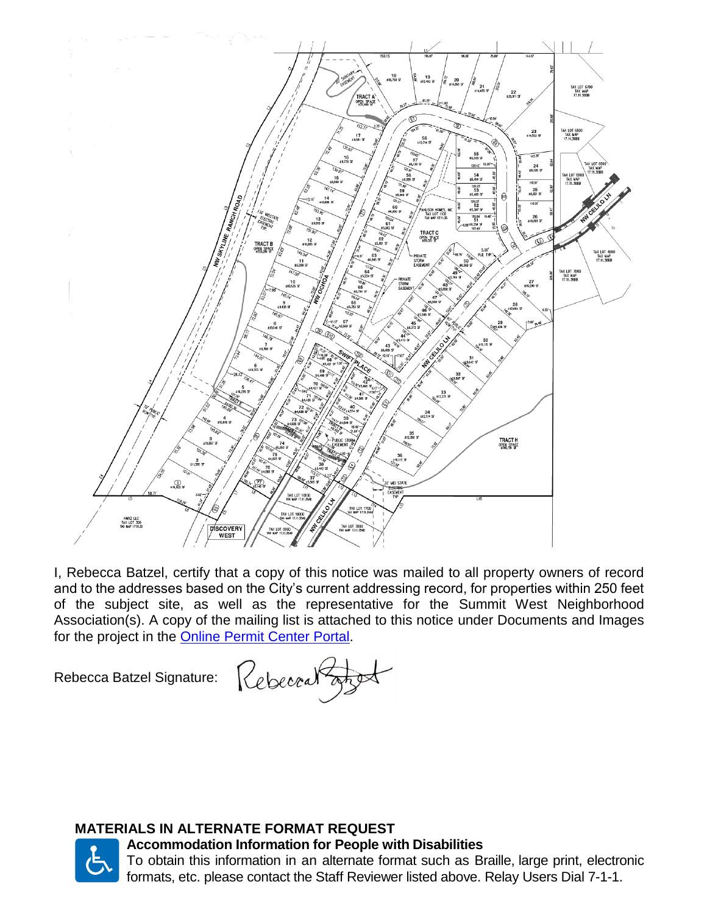I, Rebecca Batzel, certify that a copy of this notice was mailed to all property owners of record and to the addresses based on the City's current addressing record, for properties within 250 feet of the subject site, as well as the representative for the Summit West Neighborhood Association(s). A copy of the mailing list is attached to this notice under Documents and Images for the project in the [Online Permit Center Portal](#).

Rebecca Batzel Signature:

## MATERIALS IN ALTERNATE FORMAT REQUEST

**Accommodation Information for People with Disabilities**

To obtain this information in an alternate format such as Braille, large print, electronic formats, etc. please contact the Staff Reviewer listed above. Relay Users Dial 7-1-1.